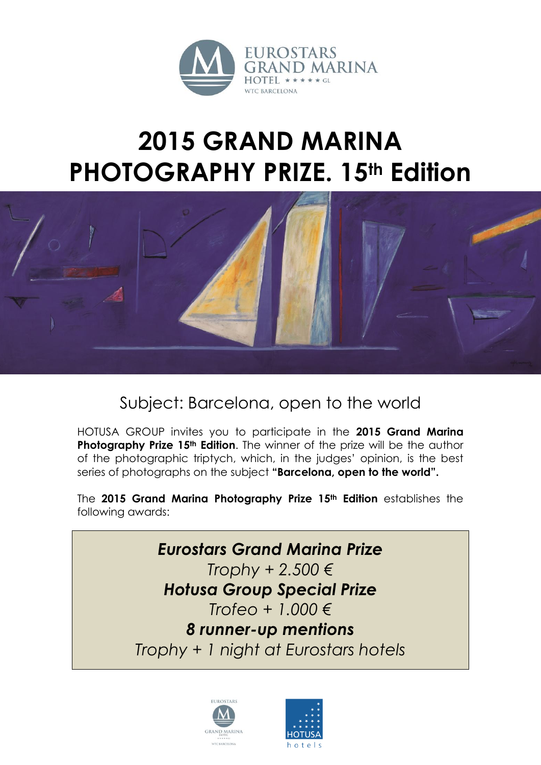EUROSTARS GRAND MARINA HOTEL ★★★★★ GL WTC BARCELONA

# 2015 GRAND MARINA PHOTOGRAPHY PRIZE. 15th Edition

## Subject: Barcelona, open to the world

HOTUSA GROUP invites you to participate in the **2015 Grand Marina Photography Prize 15th Edition**. The winner of the prize will be the author of the photographic triptych, which, in the judges' opinion, is the best series of photographs on the subject **"Barcelona, open to the world".**

The **2015 Grand Marina Photography Prize 15th Edition** establishes the following awards:

***Eurostars Grand Marina Prize***
*Trophy + 2.500 €*
***Hotusa Group Special Prize***
*Trofeo + 1.000 €*
***8 runner-up mentions***
*Trophy + 1 night at Eurostars hotels*

EUROSTARS GRAND MARINA HOTEL WTC BARCELONA

HOTUSA hotels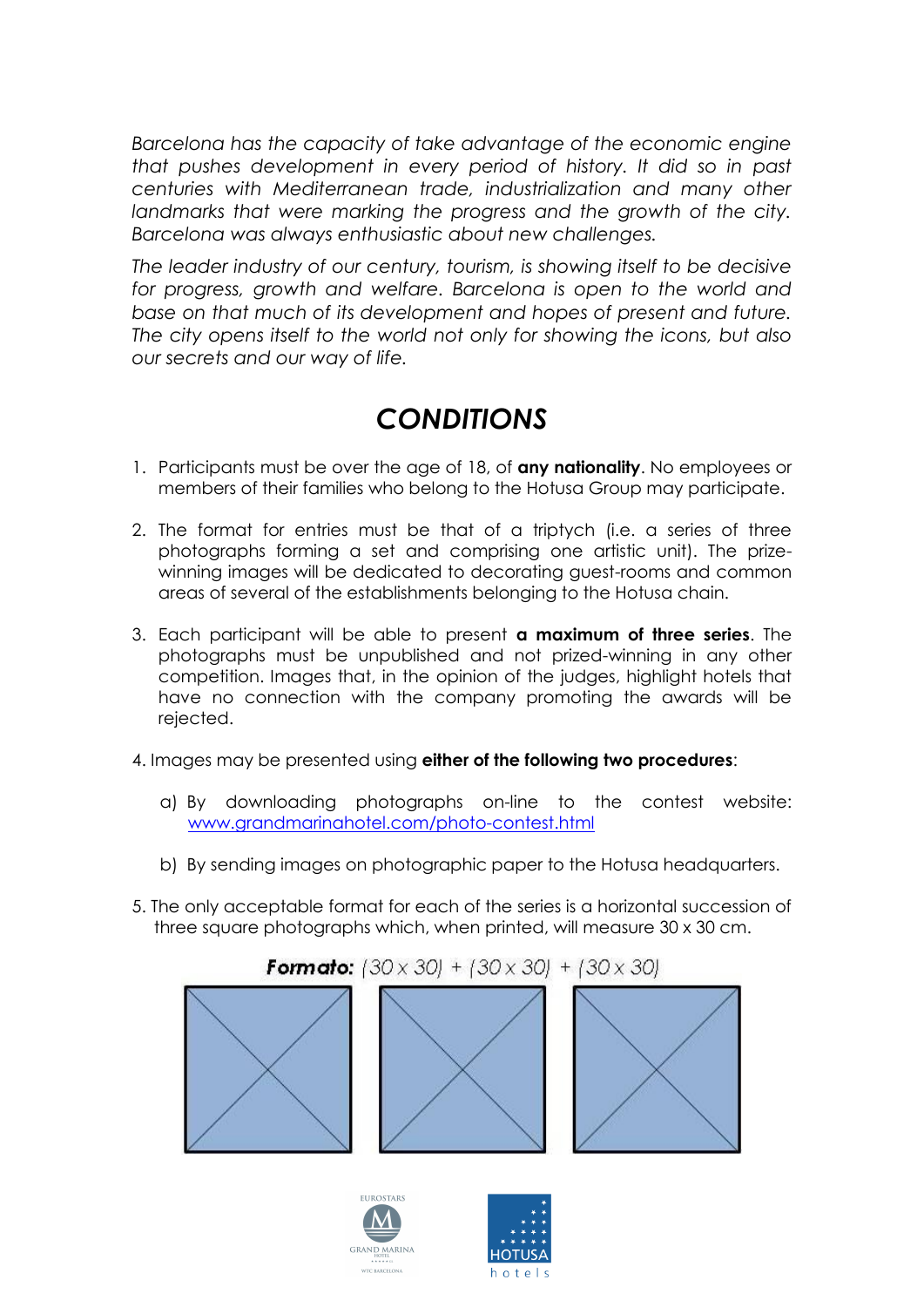*Barcelona has the capacity of take advantage of the economic engine that pushes development in every period of history. It did so in past centuries with Mediterranean trade, industrialization and many other landmarks that were marking the progress and the growth of the city. Barcelona was always enthusiastic about new challenges.*

*The leader industry of our century, tourism, is showing itself to be decisive for progress, growth and welfare. Barcelona is open to the world and base on that much of its development and hopes of present and future. The city opens itself to the world not only for showing the icons, but also our secrets and our way of life.*

# *CONDITIONS*

1. Participants must be over the age of 18, of **any nationality**. No employees or members of their families who belong to the Hotusa Group may participate.

2. The format for entries must be that of a triptych (i.e. a series of three photographs forming a set and comprising one artistic unit). The prize-winning images will be dedicated to decorating guest-rooms and common areas of several of the establishments belonging to the Hotusa chain.

3. Each participant will be able to present **a maximum of three series**. The photographs must be unpublished and not prized-winning in any other competition. Images that, in the opinion of the judges, highlight hotels that have no connection with the company promoting the awards will be rejected.

4. Images may be presented using **either of the following two procedures**:

   a) By downloading photographs on-line to the contest website: www.grandmarinahotel.com/photo-contest.html

   b) By sending images on photographic paper to the Hotusa headquarters.

5. The only acceptable format for each of the series is a horizontal succession of three square photographs which, when printed, will measure 30 x 30 cm.

**Formato:** (30 x 30) + (30 x 30) + (30 x 30)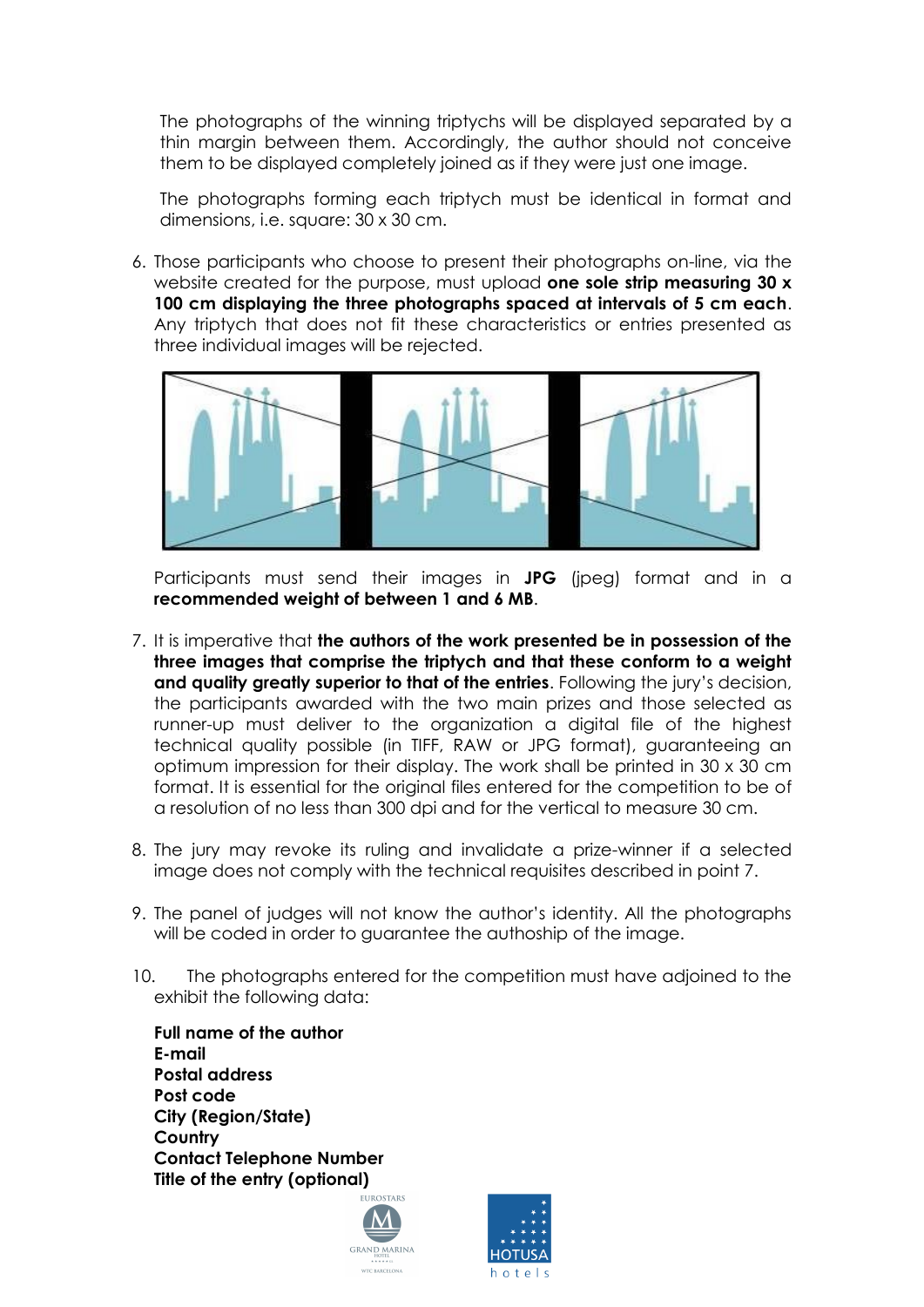The photographs of the winning triptychs will be displayed separated by a thin margin between them. Accordingly, the author should not conceive them to be displayed completely joined as if they were just one image.

The photographs forming each triptych must be identical in format and dimensions, i.e. square: 30 x 30 cm.

6. Those participants who choose to present their photographs on-line, via the website created for the purpose, must upload **one sole strip measuring 30 x 100 cm displaying the three photographs spaced at intervals of 5 cm each**. Any triptych that does not fit these characteristics or entries presented as three individual images will be rejected.

   Participants must send their images in **JPG** (jpeg) format and in a **recommended weight of between 1 and 6 MB**.

7. It is imperative that **the authors of the work presented be in possession of the three images that comprise the triptych and that these conform to a weight and quality greatly superior to that of the entries**. Following the jury's decision, the participants awarded with the two main prizes and those selected as runner-up must deliver to the organization a digital file of the highest technical quality possible (in TIFF, RAW or JPG format), guaranteeing an optimum impression for their display. The work shall be printed in 30 x 30 cm format. It is essential for the original files entered for the competition to be of a resolution of no less than 300 dpi and for the vertical to measure 30 cm.

8. The jury may revoke its ruling and invalidate a prize-winner if a selected image does not comply with the technical requisites described in point 7.

9. The panel of judges will not know the author's identity. All the photographs will be coded in order to guarantee the authoship of the image.

10. The photographs entered for the competition must have adjoined to the exhibit the following data:

    **Full name of the author**
    **E-mail**
    **Postal address**
    **Post code**
    **City (Region/State)**
    **Country**
    **Contact Telephone Number**
    **Title of the entry (optional)**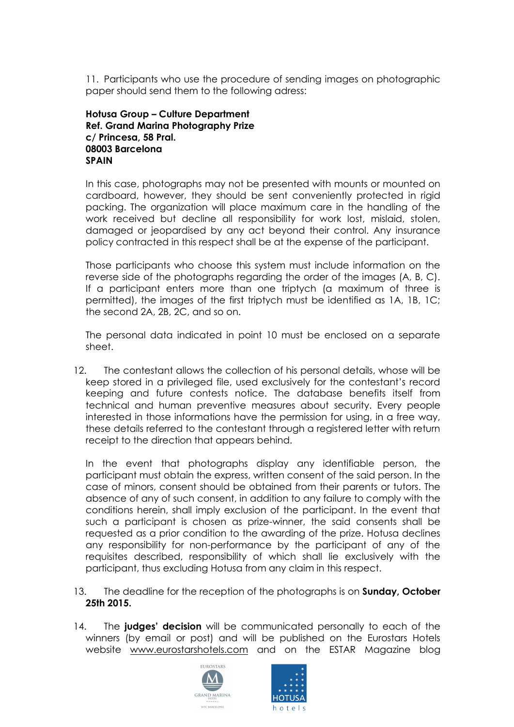11. Participants who use the procedure of sending images on photographic paper should send them to the following adress:

    **Hotusa Group – Culture Department**
    **Ref. Grand Marina Photography Prize**
    **c/ Princesa, 58 Pral.**
    **08003 Barcelona**
    **SPAIN**

    In this case, photographs may not be presented with mounts or mounted on cardboard, however, they should be sent conveniently protected in rigid packing. The organization will place maximum care in the handling of the work received but decline all responsibility for work lost, mislaid, stolen, damaged or jeopardised by any act beyond their control. Any insurance policy contracted in this respect shall be at the expense of the participant.

    Those participants who choose this system must include information on the reverse side of the photographs regarding the order of the images (A, B, C). If a participant enters more than one triptych (a maximum of three is permitted), the images of the first triptych must be identified as 1A, 1B, 1C; the second 2A, 2B, 2C, and so on.

    The personal data indicated in point 10 must be enclosed on a separate sheet.

12. The contestant allows the collection of his personal details, whose will be keep stored in a privileged file, used exclusively for the contestant's record keeping and future contests notice. The database benefits itself from technical and human preventive measures about security. Every people interested in those informations have the permission for using, in a free way, these details referred to the contestant through a registered letter with return receipt to the direction that appears behind.

    In the event that photographs display any identifiable person, the participant must obtain the express, written consent of the said person. In the case of minors, consent should be obtained from their parents or tutors. The absence of any of such consent, in addition to any failure to comply with the conditions herein, shall imply exclusion of the participant. In the event that such a participant is chosen as prize-winner, the said consents shall be requested as a prior condition to the awarding of the prize. Hotusa declines any responsibility for non-performance by the participant of any of the requisites described, responsibility of which shall lie exclusively with the participant, thus excluding Hotusa from any claim in this respect.

13. The deadline for the reception of the photographs is on **Sunday, October 25th 2015.**

14. The **judges' decision** will be communicated personally to each of the winners (by email or post) and will be published on the Eurostars Hotels website www.eurostarshotels.com and on the ESTAR Magazine blog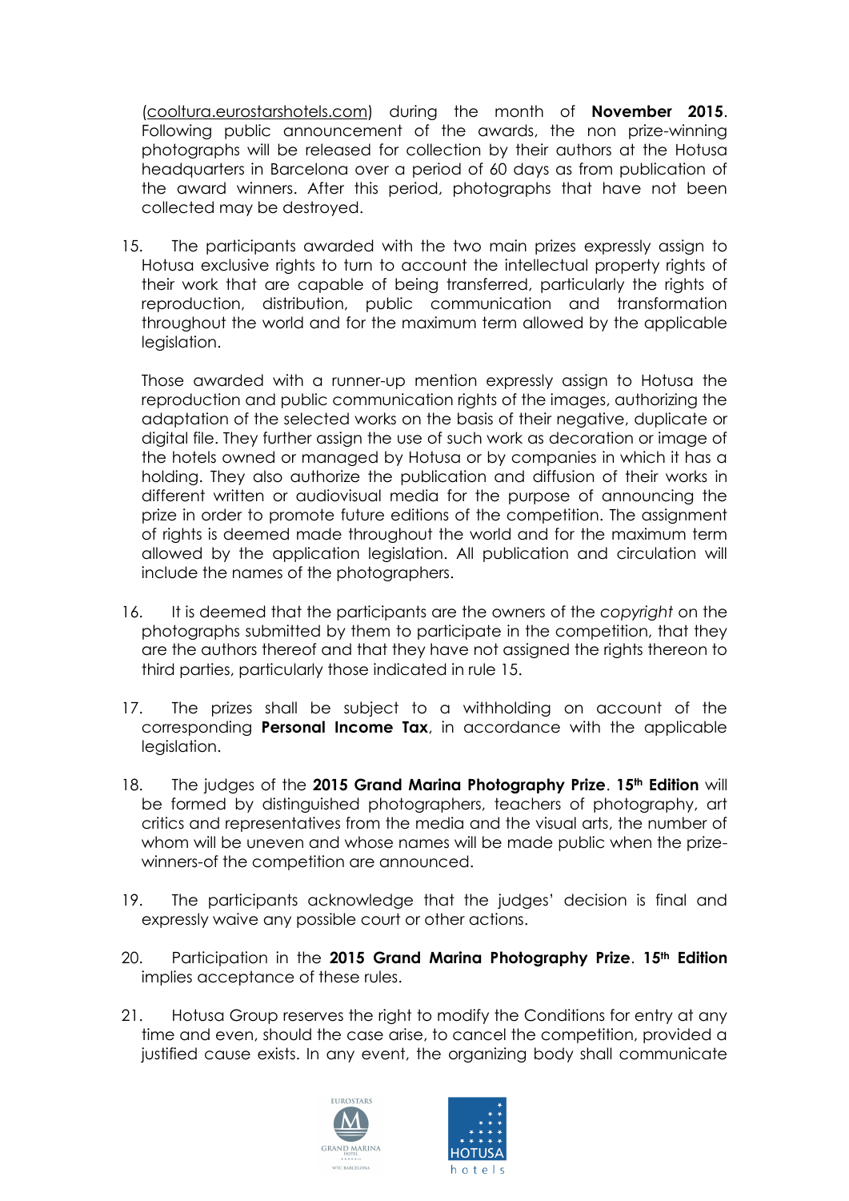(cooltura.eurostarshotels.com) during the month of **November 2015**. Following public announcement of the awards, the non prize-winning photographs will be released for collection by their authors at the Hotusa headquarters in Barcelona over a period of 60 days as from publication of the award winners. After this period, photographs that have not been collected may be destroyed.

15. The participants awarded with the two main prizes expressly assign to Hotusa exclusive rights to turn to account the intellectual property rights of their work that are capable of being transferred, particularly the rights of reproduction, distribution, public communication and transformation throughout the world and for the maximum term allowed by the applicable legislation.

    Those awarded with a runner-up mention expressly assign to Hotusa the reproduction and public communication rights of the images, authorizing the adaptation of the selected works on the basis of their negative, duplicate or digital file. They further assign the use of such work as decoration or image of the hotels owned or managed by Hotusa or by companies in which it has a holding. They also authorize the publication and diffusion of their works in different written or audiovisual media for the purpose of announcing the prize in order to promote future editions of the competition. The assignment of rights is deemed made throughout the world and for the maximum term allowed by the application legislation. All publication and circulation will include the names of the photographers.

16. It is deemed that the participants are the owners of the *copyright* on the photographs submitted by them to participate in the competition, that they are the authors thereof and that they have not assigned the rights thereon to third parties, particularly those indicated in rule 15.

17. The prizes shall be subject to a withholding on account of the corresponding **Personal Income Tax**, in accordance with the applicable legislation.

18. The judges of the **2015 Grand Marina Photography Prize**. **15th Edition** will be formed by distinguished photographers, teachers of photography, art critics and representatives from the media and the visual arts, the number of whom will be uneven and whose names will be made public when the prize-winners-of the competition are announced.

19. The participants acknowledge that the judges' decision is final and expressly waive any possible court or other actions.

20. Participation in the **2015 Grand Marina Photography Prize**. **15th Edition** implies acceptance of these rules.

21. Hotusa Group reserves the right to modify the Conditions for entry at any time and even, should the case arise, to cancel the competition, provided a justified cause exists. In any event, the organizing body shall communicate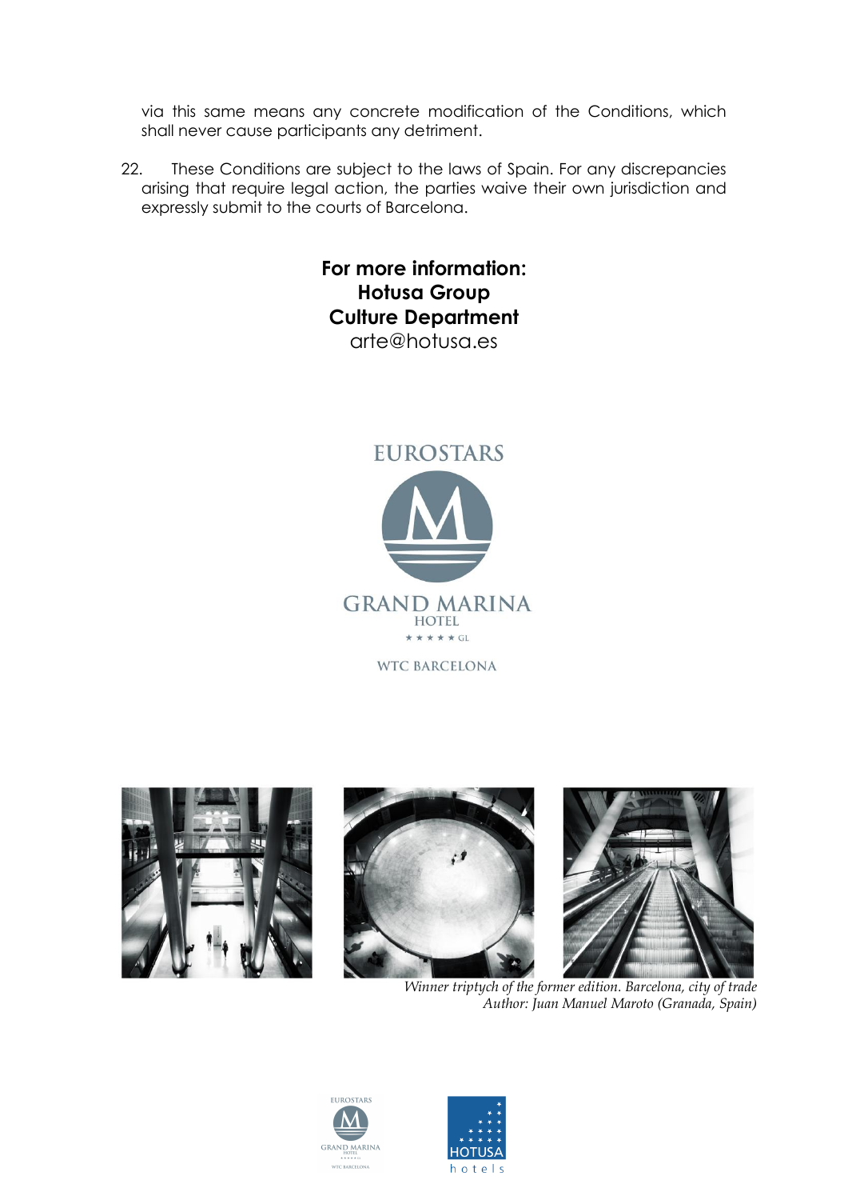via this same means any concrete modification of the Conditions, which shall never cause participants any detriment.

22. These Conditions are subject to the laws of Spain. For any discrepancies arising that require legal action, the parties waive their own jurisdiction and expressly submit to the courts of Barcelona.

**For more information:**
**Hotusa Group**
**Culture Department**
arte@hotusa.es

EUROSTARS
GRAND MARINA
HOTEL
★★★★★GL
WTC BARCELONA

*Winner triptych of the former edition. Barcelona, city of trade*
*Author: Juan Manuel Maroto (Granada, Spain)*